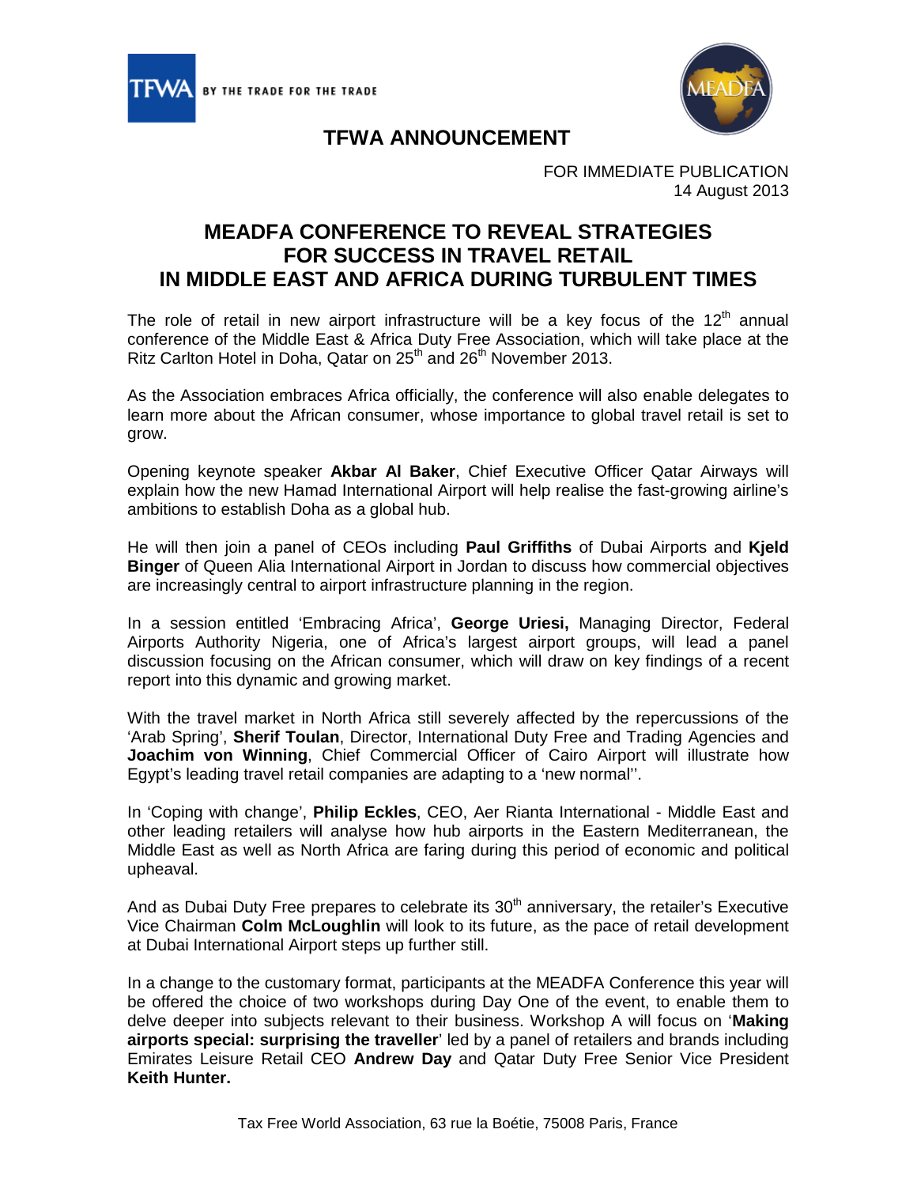TFWA BY THE TRADE FOR THE TRADE

# TFWA ANNOUNCEMENT

FOR IMMEDIATE PUBLICATION
14 August 2013

## MEADFA CONFERENCE TO REVEAL STRATEGIES FOR SUCCESS IN TRAVEL RETAIL IN MIDDLE EAST AND AFRICA DURING TURBULENT TIMES

The role of retail in new airport infrastructure will be a key focus of the 12th annual conference of the Middle East & Africa Duty Free Association, which will take place at the Ritz Carlton Hotel in Doha, Qatar on 25th and 26th November 2013.

As the Association embraces Africa officially, the conference will also enable delegates to learn more about the African consumer, whose importance to global travel retail is set to grow.

Opening keynote speaker **Akbar Al Baker**, Chief Executive Officer Qatar Airways will explain how the new Hamad International Airport will help realise the fast-growing airline's ambitions to establish Doha as a global hub.

He will then join a panel of CEOs including **Paul Griffiths** of Dubai Airports and **Kjeld Binger** of Queen Alia International Airport in Jordan to discuss how commercial objectives are increasingly central to airport infrastructure planning in the region.

In a session entitled 'Embracing Africa', **George Uriesi,** Managing Director, Federal Airports Authority Nigeria, one of Africa's largest airport groups, will lead a panel discussion focusing on the African consumer, which will draw on key findings of a recent report into this dynamic and growing market.

With the travel market in North Africa still severely affected by the repercussions of the 'Arab Spring', **Sherif Toulan**, Director, International Duty Free and Trading Agencies and **Joachim von Winning**, Chief Commercial Officer of Cairo Airport will illustrate how Egypt's leading travel retail companies are adapting to a 'new normal''.

In 'Coping with change', **Philip Eckles**, CEO, Aer Rianta International - Middle East and other leading retailers will analyse how hub airports in the Eastern Mediterranean, the Middle East as well as North Africa are faring during this period of economic and political upheaval.

And as Dubai Duty Free prepares to celebrate its 30th anniversary, the retailer's Executive Vice Chairman **Colm McLoughlin** will look to its future, as the pace of retail development at Dubai International Airport steps up further still.

In a change to the customary format, participants at the MEADFA Conference this year will be offered the choice of two workshops during Day One of the event, to enable them to delve deeper into subjects relevant to their business. Workshop A will focus on '**Making airports special: surprising the traveller**' led by a panel of retailers and brands including Emirates Leisure Retail CEO **Andrew Day** and Qatar Duty Free Senior Vice President **Keith Hunter.**

Tax Free World Association, 63 rue la Boétie, 75008 Paris, France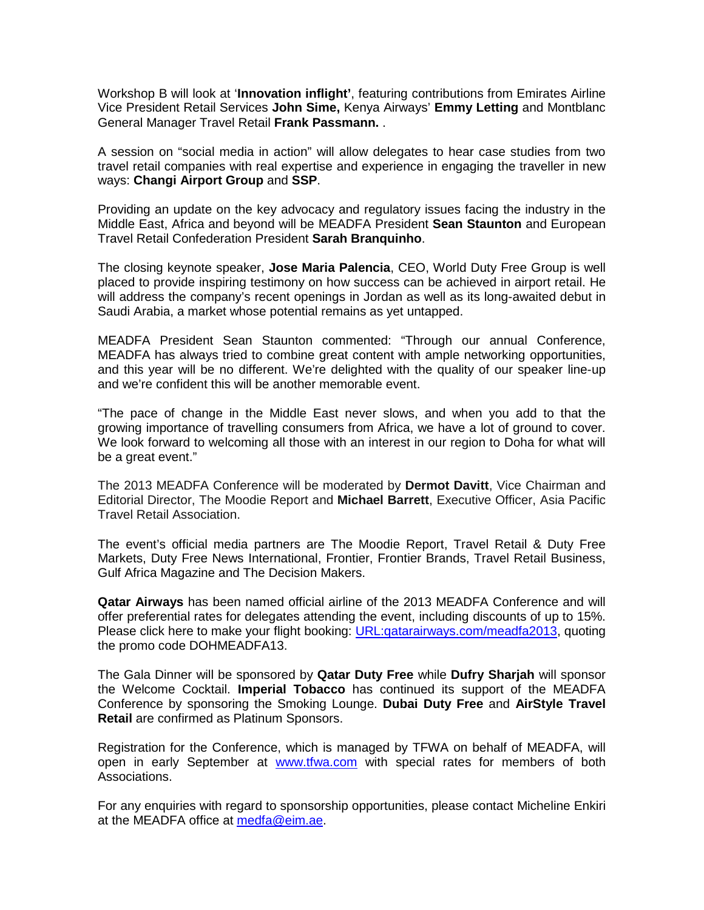Workshop B will look at '**Innovation inflight'**, featuring contributions from Emirates Airline Vice President Retail Services **John Sime,** Kenya Airways' **Emmy Letting** and Montblanc General Manager Travel Retail **Frank Passmann.** .

A session on "social media in action" will allow delegates to hear case studies from two travel retail companies with real expertise and experience in engaging the traveller in new ways: **Changi Airport Group** and **SSP**.

Providing an update on the key advocacy and regulatory issues facing the industry in the Middle East, Africa and beyond will be MEADFA President **Sean Staunton** and European Travel Retail Confederation President **Sarah Branquinho**.

The closing keynote speaker, **Jose Maria Palencia**, CEO, World Duty Free Group is well placed to provide inspiring testimony on how success can be achieved in airport retail. He will address the company's recent openings in Jordan as well as its long-awaited debut in Saudi Arabia, a market whose potential remains as yet untapped.

MEADFA President Sean Staunton commented: "Through our annual Conference, MEADFA has always tried to combine great content with ample networking opportunities, and this year will be no different. We're delighted with the quality of our speaker line-up and we're confident this will be another memorable event.

"The pace of change in the Middle East never slows, and when you add to that the growing importance of travelling consumers from Africa, we have a lot of ground to cover. We look forward to welcoming all those with an interest in our region to Doha for what will be a great event."

The 2013 MEADFA Conference will be moderated by **Dermot Davitt**, Vice Chairman and Editorial Director, The Moodie Report and **Michael Barrett**, Executive Officer, Asia Pacific Travel Retail Association.

The event's official media partners are The Moodie Report, Travel Retail & Duty Free Markets, Duty Free News International, Frontier, Frontier Brands, Travel Retail Business, Gulf Africa Magazine and The Decision Makers.

**Qatar Airways** has been named official airline of the 2013 MEADFA Conference and will offer preferential rates for delegates attending the event, including discounts of up to 15%. Please click here to make your flight booking: URL:qatarairways.com/meadfa2013, quoting the promo code DOHMEADFA13.

The Gala Dinner will be sponsored by **Qatar Duty Free** while **Dufry Sharjah** will sponsor the Welcome Cocktail. **Imperial Tobacco** has continued its support of the MEADFA Conference by sponsoring the Smoking Lounge. **Dubai Duty Free** and **AirStyle Travel Retail** are confirmed as Platinum Sponsors.

Registration for the Conference, which is managed by TFWA on behalf of MEADFA, will open in early September at www.tfwa.com with special rates for members of both Associations.

For any enquiries with regard to sponsorship opportunities, please contact Micheline Enkiri at the MEADFA office at medfa@eim.ae.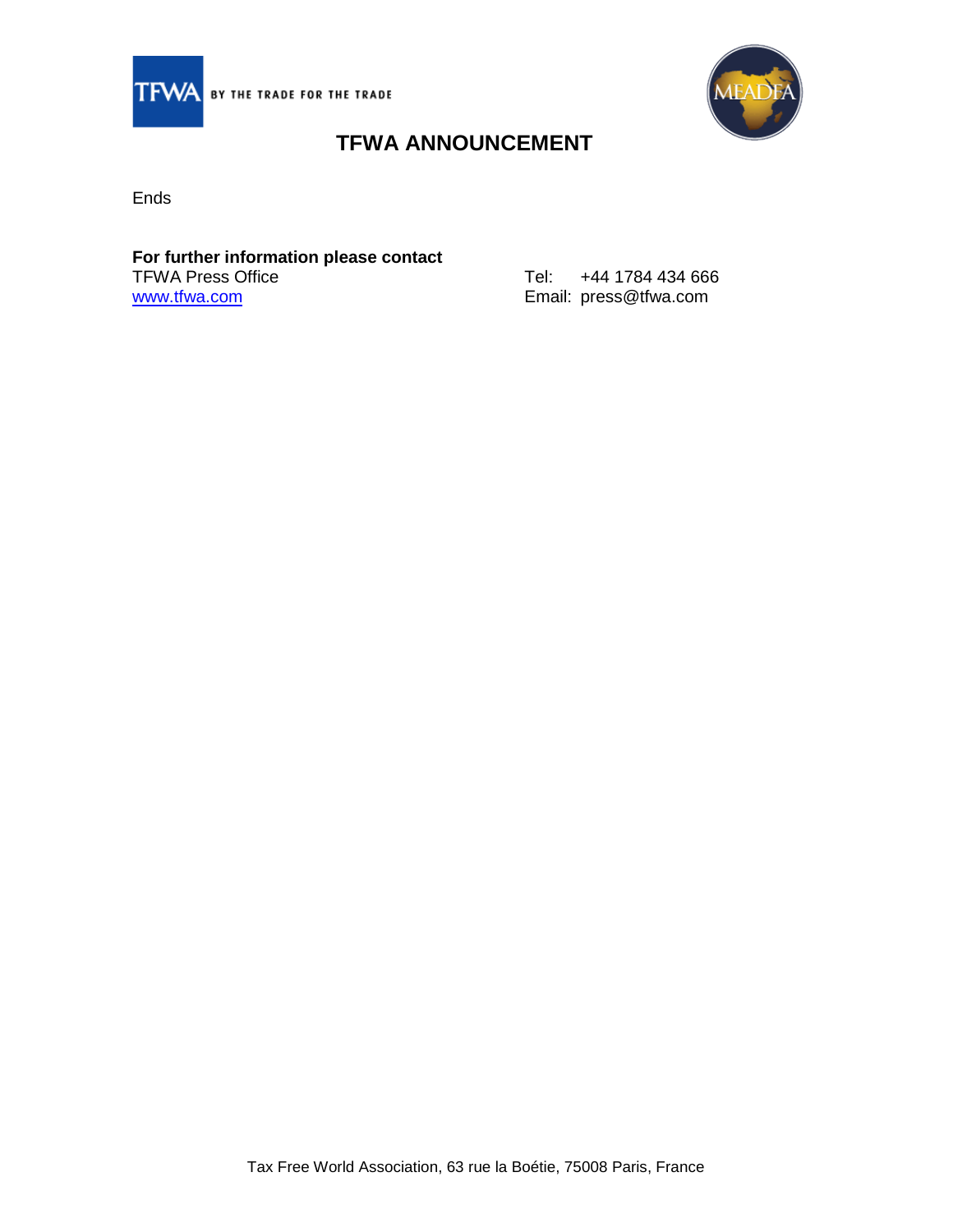## TFWA ANNOUNCEMENT

Ends

**For further information please contact**

TFWA Press Office
[www.tfwa.com](http://www.tfwa.com)

Tel: +44 1784 434 666
Email: press@tfwa.com

Tax Free World Association, 63 rue la Boétie, 75008 Paris, France